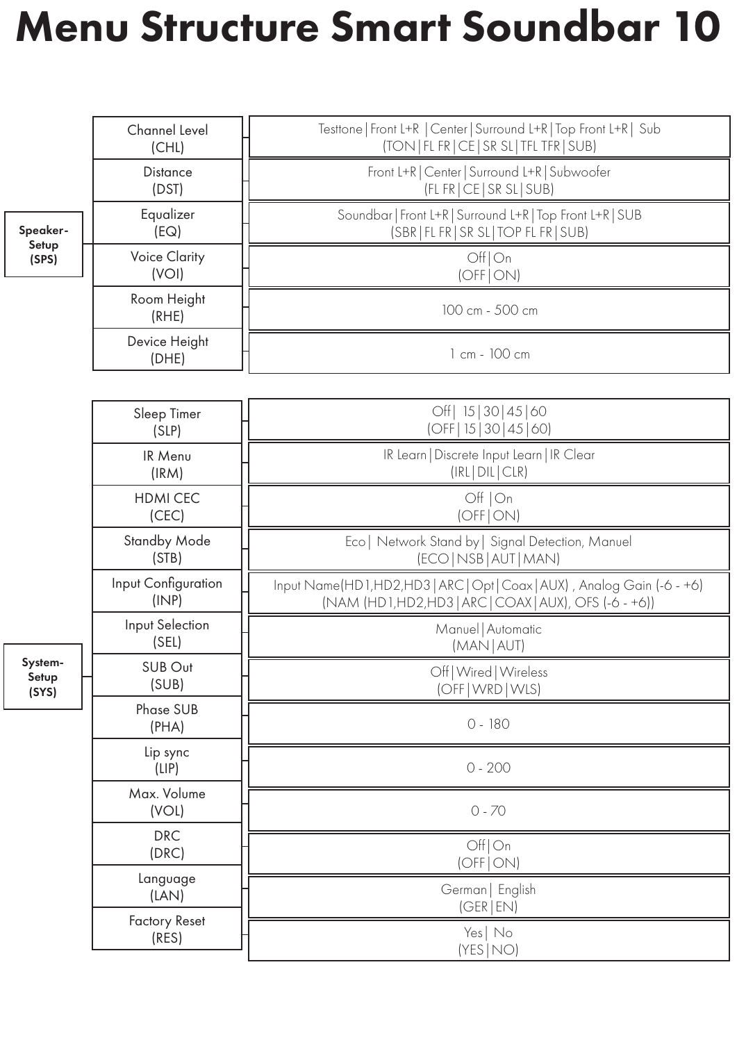# Menu Structure Smart Soundbar 10

| Menu | Submenu | Options |
|---|---|---|
| Speaker-Setup (SPS) | Channel Level (CHL) | Testtone \| Front L+R \| Center \| Surround L+R \| Top Front L+R \| Sub (TON \| FL FR \| CE \| SR SL \| TFL TFR \| SUB) |
| | Distance (DST) | Front L+R \| Center \| Surround L+R \| Subwoofer (FL FR \| CE \| SR SL \| SUB) |
| | Equalizer (EQ) | Soundbar \| Front L+R \| Surround L+R \| Top Front L+R \| SUB (SBR \| FL FR \| SR SL \| TOP FL FR \| SUB) |
| | Voice Clarity (VOI) | Off \| On (OFF \| ON) |
| | Room Height (RHE) | 100 cm - 500 cm |
| | Device Height (DHE) | 1 cm - 100 cm |

| Menu | Submenu | Options |
|---|---|---|
| System-Setup (SYS) | Sleep Timer (SLP) | Off \| 15 \| 30 \| 45 \| 60 (OFF \| 15 \| 30 \| 45 \| 60) |
| | IR Menu (IRM) | IR Learn \| Discrete Input Learn \| IR Clear (IRL \| DIL \| CLR) |
| | HDMI CEC (CEC) | Off \| On (OFF \| ON) |
| | Standby Mode (STB) | Eco \| Network Stand by \| Signal Detection, Manuel (ECO \| NSB \| AUT \| MAN) |
| | Input Configuration (INP) | Input Name(HD1,HD2,HD3 \| ARC \| Opt \| Coax \| AUX) , Analog Gain (-6 - +6) (NAM (HD1,HD2,HD3 \| ARC \| COAX \| AUX), OFS (-6 - +6)) |
| | Input Selection (SEL) | Manuel \| Automatic (MAN \| AUT) |
| | SUB Out (SUB) | Off \| Wired \| Wireless (OFF \| WRD \| WLS) |
| | Phase SUB (PHA) | 0 - 180 |
| | Lip sync (LIP) | 0 - 200 |
| | Max. Volume (VOL) | 0 - 70 |
| | DRC (DRC) | Off \| On (OFF \| ON) |
| | Language (LAN) | German \| English (GER \| EN) |
| | Factory Reset (RES) | Yes \| No (YES \| NO) |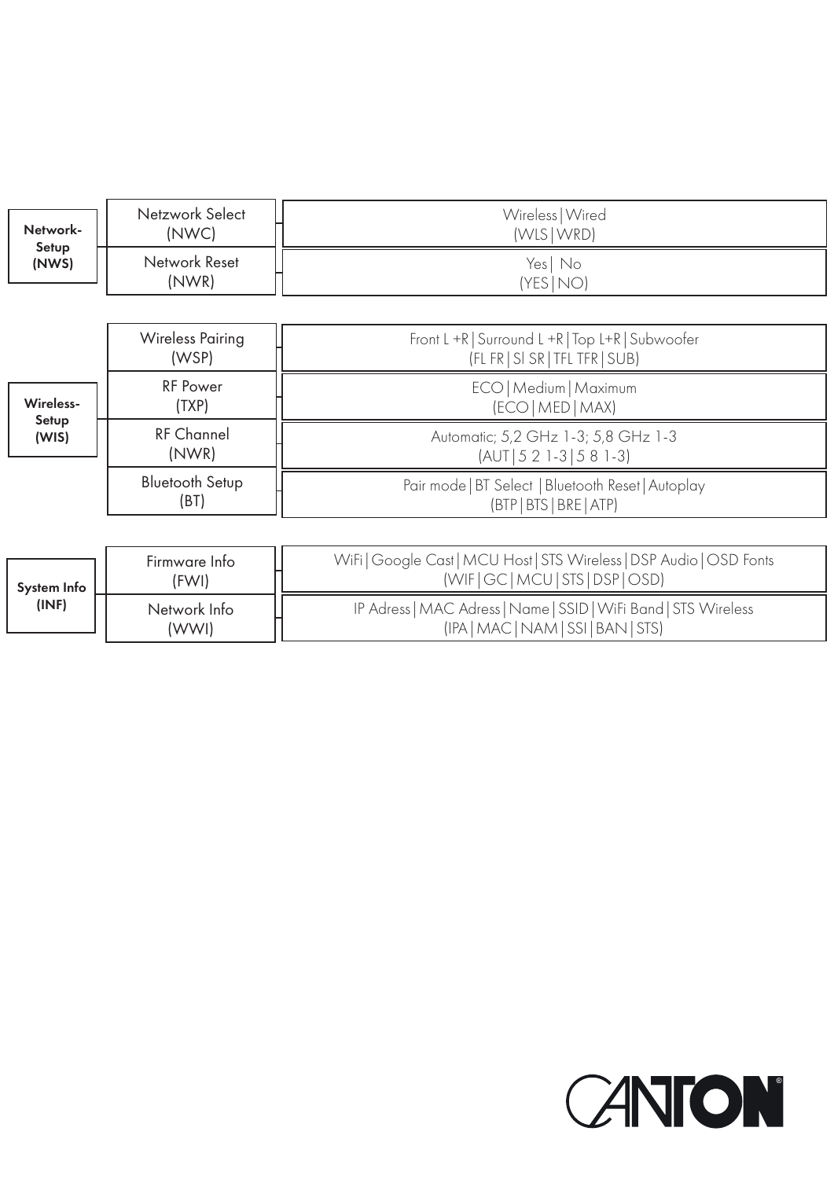| | | |
|---|---|---|
| **Network-Setup (NWS)** | Netzwork Select (NWC) | Wireless \| Wired (WLS \| WRD) |
| | Network Reset (NWR) | Yes \| No (YES \| NO) |
| **Wireless-Setup (WIS)** | Wireless Pairing (WSP) | Front L +R \| Surround L +R \| Top L+R \| Subwoofer (FL FR \| Sl SR \| TFL TFR \| SUB) |
| | RF Power (TXP) | ECO \| Medium \| Maximum (ECO \| MED \| MAX) |
| | RF Channel (NWR) | Automatic; 5,2 GHz 1-3; 5,8 GHz 1-3 (AUT \| 5 2 1-3 \| 5 8 1-3) |
| | Bluetooth Setup (BT) | Pair mode \| BT Select \| Bluetooth Reset \| Autoplay (BTP \| BTS \| BRE \| ATP) |
| **System Info (INF)** | Firmware Info (FWI) | WiFi \| Google Cast \| MCU Host \| STS Wireless \| DSP Audio \| OSD Fonts (WIF \| GC \| MCU \| STS \| DSP \| OSD) |
| | Network Info (WWI) | IP Adress \| MAC Adress \| Name \| SSID \| WiFi Band \| STS Wireless (IPA \| MAC \| NAM \| SSI \| BAN \| STS) |

CANTON®